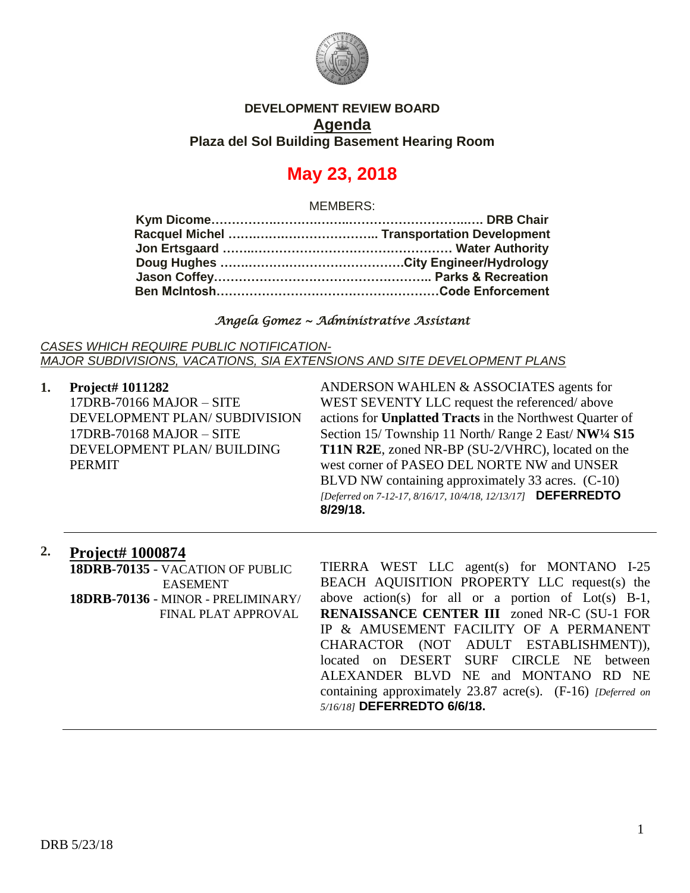**DEVELOPMENT REVIEW BOARD**

**Agenda**

**Plaza del Sol Building Basement Hearing Room**

# May 23, 2018

MEMBERS:

**Kym Dicome……………………………………………………… DRB Chair**
**Racquel Michel ……………………………… Transportation Development**
**Jon Ertsgaard ……………………………………………… Water Authority**
**Doug Hughes ………………………………………City Engineer/Hydrology**
**Jason Coffey……………………………………………… Parks & Recreation**
**Ben McIntosh………………………………………………Code Enforcement**

*Angela Gomez ~ Administrative Assistant*

*CASES WHICH REQUIRE PUBLIC NOTIFICATION- MAJOR SUBDIVISIONS, VACATIONS, SIA EXTENSIONS AND SITE DEVELOPMENT PLANS*

**1. Project# 1011282**
17DRB-70166 MAJOR – SITE DEVELOPMENT PLAN/ SUBDIVISION
17DRB-70168 MAJOR – SITE DEVELOPMENT PLAN/ BUILDING PERMIT

ANDERSON WAHLEN & ASSOCIATES agents for WEST SEVENTY LLC request the referenced/ above actions for **Unplatted Tracts** in the Northwest Quarter of Section 15/ Township 11 North/ Range 2 East/ **NW¼ S15 T11N R2E**, zoned NR-BP (SU-2/VHRC), located on the west corner of PASEO DEL NORTE NW and UNSER BLVD NW containing approximately 33 acres. (C-10) *[Deferred on 7-12-17, 8/16/17, 10/4/18, 12/13/17]* **DEFERREDTO 8/29/18.**

**2. Project# 1000874**
**18DRB-70135** - VACATION OF PUBLIC EASEMENT
**18DRB-70136** - MINOR - PRELIMINARY/ FINAL PLAT APPROVAL

TIERRA WEST LLC agent(s) for MONTANO I-25 BEACH AQUISITION PROPERTY LLC request(s) the above action(s) for all or a portion of Lot(s) B-1, **RENAISSANCE CENTER III** zoned NR-C (SU-1 FOR IP & AMUSEMENT FACILITY OF A PERMANENT CHARACTOR (NOT ADULT ESTABLISHMENT)), located on DESERT SURF CIRCLE NE between ALEXANDER BLVD NE and MONTANO RD NE containing approximately 23.87 acre(s). (F-16) *[Deferred on 5/16/18]* **DEFERREDTO 6/6/18.**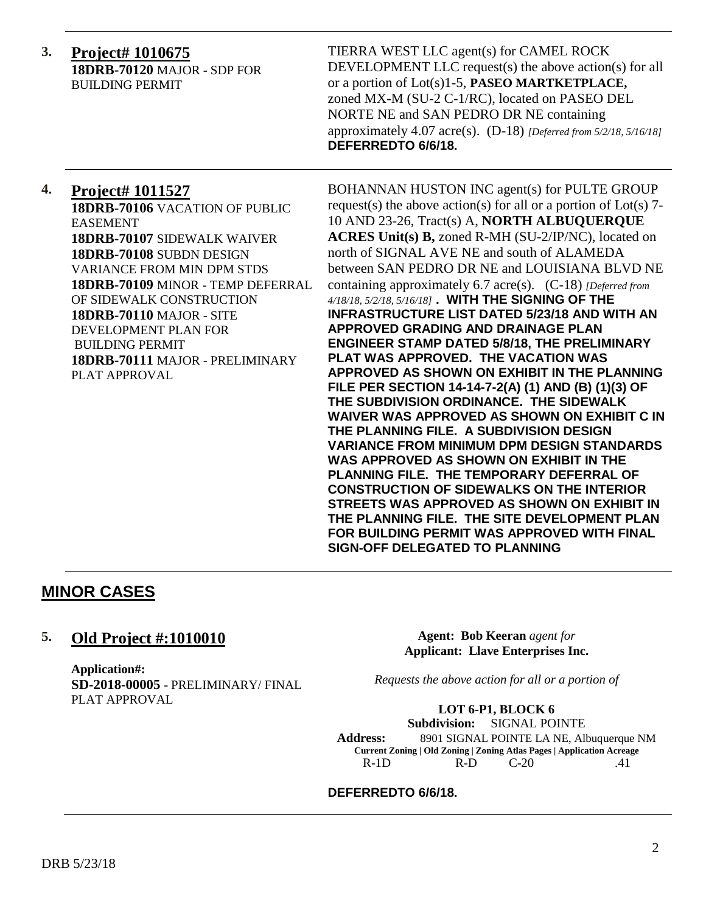**3. Project# 1010675**

**18DRB-70120** MAJOR - SDP FOR BUILDING PERMIT

TIERRA WEST LLC agent(s) for CAMEL ROCK DEVELOPMENT LLC request(s) the above action(s) for all or a portion of Lot(s)1-5, **PASEO MARTKETPLACE,** zoned MX-M (SU-2 C-1/RC), located on PASEO DEL NORTE NE and SAN PEDRO DR NE containing approximately 4.07 acre(s). (D-18) *[Deferred from 5/2/18, 5/16/18]* **DEFERREDTO 6/6/18.**

---

**4. Project# 1011527**

**18DRB-70106** VACATION OF PUBLIC EASEMENT
**18DRB-70107** SIDEWALK WAIVER
**18DRB-70108** SUBDN DESIGN VARIANCE FROM MIN DPM STDS
**18DRB-70109** MINOR - TEMP DEFERRAL OF SIDEWALK CONSTRUCTION
**18DRB-70110** MAJOR - SITE DEVELOPMENT PLAN FOR BUILDING PERMIT
**18DRB-70111** MAJOR - PRELIMINARY PLAT APPROVAL

BOHANNAN HUSTON INC agent(s) for PULTE GROUP request(s) the above action(s) for all or a portion of Lot(s) 7-10 AND 23-26, Tract(s) A, **NORTH ALBUQUERQUE ACRES Unit(s) B,** zoned R-MH (SU-2/IP/NC), located on north of SIGNAL AVE NE and south of ALAMEDA between SAN PEDRO DR NE and LOUISIANA BLVD NE containing approximately 6.7 acre(s). (C-18) *[Deferred from 4/18/18, 5/2/18, 5/16/18]* **. WITH THE SIGNING OF THE INFRASTRUCTURE LIST DATED 5/23/18 AND WITH AN APPROVED GRADING AND DRAINAGE PLAN ENGINEER STAMP DATED 5/8/18, THE PRELIMINARY PLAT WAS APPROVED. THE VACATION WAS APPROVED AS SHOWN ON EXHIBIT IN THE PLANNING FILE PER SECTION 14-14-7-2(A) (1) AND (B) (1)(3) OF THE SUBDIVISION ORDINANCE. THE SIDEWALK WAIVER WAS APPROVED AS SHOWN ON EXHIBIT C IN THE PLANNING FILE. A SUBDIVISION DESIGN VARIANCE FROM MINIMUM DPM DESIGN STANDARDS WAS APPROVED AS SHOWN ON EXHIBIT IN THE PLANNING FILE. THE TEMPORARY DEFERRAL OF CONSTRUCTION OF SIDEWALKS ON THE INTERIOR STREETS WAS APPROVED AS SHOWN ON EXHIBIT IN THE PLANNING FILE. THE SITE DEVELOPMENT PLAN FOR BUILDING PERMIT WAS APPROVED WITH FINAL SIGN-OFF DELEGATED TO PLANNING**

---

## MINOR CASES

**5. Old Project #:1010010**

**Application#:**
**SD-2018-00005** - PRELIMINARY/ FINAL PLAT APPROVAL

**Agent: Bob Keeran** *agent for*
**Applicant: Llave Enterprises Inc.**

*Requests the above action for all or a portion of*

**LOT 6-P1, BLOCK 6**
**Subdivision:** SIGNAL POINTE
**Address:** 8901 SIGNAL POINTE LA NE, Albuquerque NM

| Current Zoning | Old Zoning | Zoning Atlas Pages | Application Acreage |
|---|---|---|---|
| R-1D | R-D | C-20 | .41 |

**DEFERREDTO 6/6/18.**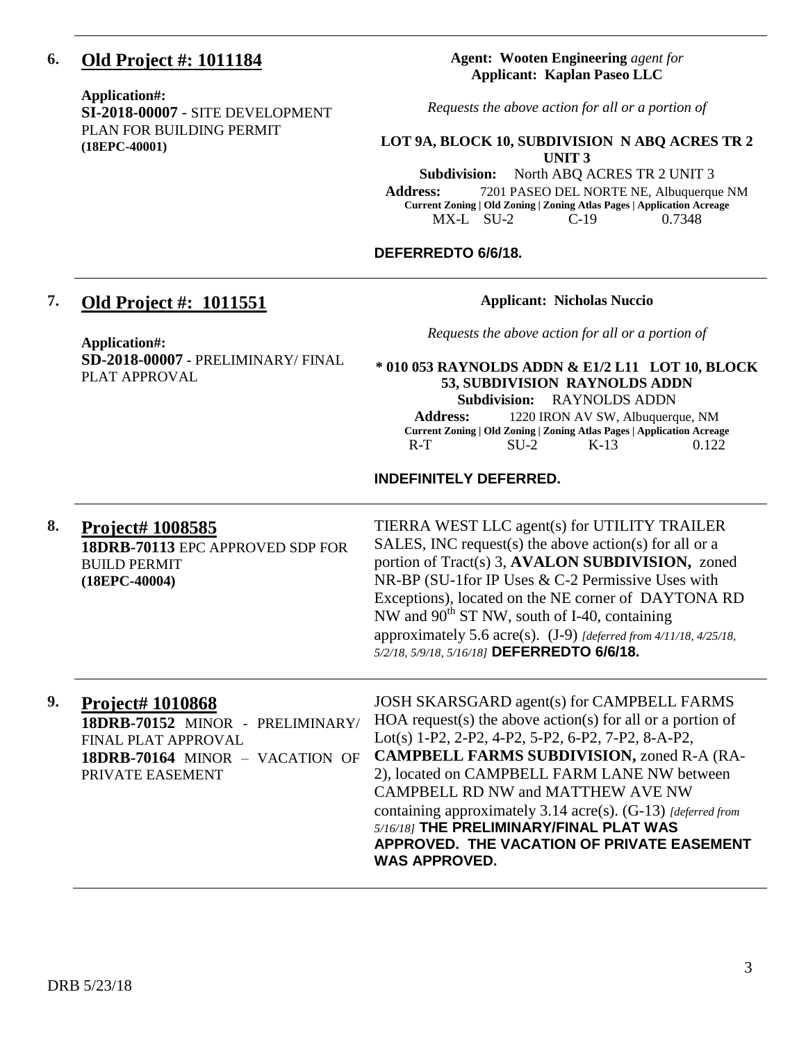6. **Old Project #: 1011184**

**Application#:**
**SI-2018-00007** - SITE DEVELOPMENT PLAN FOR BUILDING PERMIT
**(18EPC-40001)**

**Agent: Wooten Engineering** *agent for*
**Applicant: Kaplan Paseo LLC**

*Requests the above action for all or a portion of*

**LOT 9A, BLOCK 10, SUBDIVISION N ABQ ACRES TR 2 UNIT 3**
**Subdivision:** North ABQ ACRES TR 2 UNIT 3
**Address:** 7201 PASEO DEL NORTE NE, Albuquerque NM

| Current Zoning | Old Zoning | Zoning Atlas Pages | Application Acreage |
|---|---|---|---|
| MX-L | SU-2 | C-19 | 0.7348 |

**DEFERREDTO 6/6/18.**

---

7. **Old Project #: 1011551**

**Application#:**
**SD-2018-00007** - PRELIMINARY/ FINAL PLAT APPROVAL

**Applicant: Nicholas Nuccio**

*Requests the above action for all or a portion of*

**\* 010 053 RAYNOLDS ADDN & E1/2 L11 LOT 10, BLOCK 53, SUBDIVISION RAYNOLDS ADDN**
**Subdivision:** RAYNOLDS ADDN
**Address:** 1220 IRON AV SW, Albuquerque, NM

| Current Zoning | Old Zoning | Zoning Atlas Pages | Application Acreage |
|---|---|---|---|
| R-T | SU-2 | K-13 | 0.122 |

**INDEFINITELY DEFERRED.**

---

8. **Project# 1008585**
**18DRB-70113** EPC APPROVED SDP FOR BUILD PERMIT
**(18EPC-40004)**

TIERRA WEST LLC agent(s) for UTILITY TRAILER SALES, INC request(s) the above action(s) for all or a portion of Tract(s) 3, **AVALON SUBDIVISION,** zoned NR-BP (SU-1for IP Uses & C-2 Permissive Uses with Exceptions), located on the NE corner of DAYTONA RD NW and 90th ST NW, south of I-40, containing approximately 5.6 acre(s). (J-9) *[deferred from 4/11/18, 4/25/18, 5/2/18, 5/9/18, 5/16/18]* **DEFERREDTO 6/6/18.**

---

9. **Project# 1010868**
**18DRB-70152** MINOR - PRELIMINARY/ FINAL PLAT APPROVAL
**18DRB-70164** MINOR – VACATION OF PRIVATE EASEMENT

JOSH SKARSGARD agent(s) for CAMPBELL FARMS HOA request(s) the above action(s) for all or a portion of Lot(s) 1-P2, 2-P2, 4-P2, 5-P2, 6-P2, 7-P2, 8-A-P2, **CAMPBELL FARMS SUBDIVISION,** zoned R-A (RA-2), located on CAMPBELL FARM LANE NW between CAMPBELL RD NW and MATTHEW AVE NW containing approximately 3.14 acre(s). (G-13) *[deferred from 5/16/18]* **THE PRELIMINARY/FINAL PLAT WAS APPROVED. THE VACATION OF PRIVATE EASEMENT WAS APPROVED.**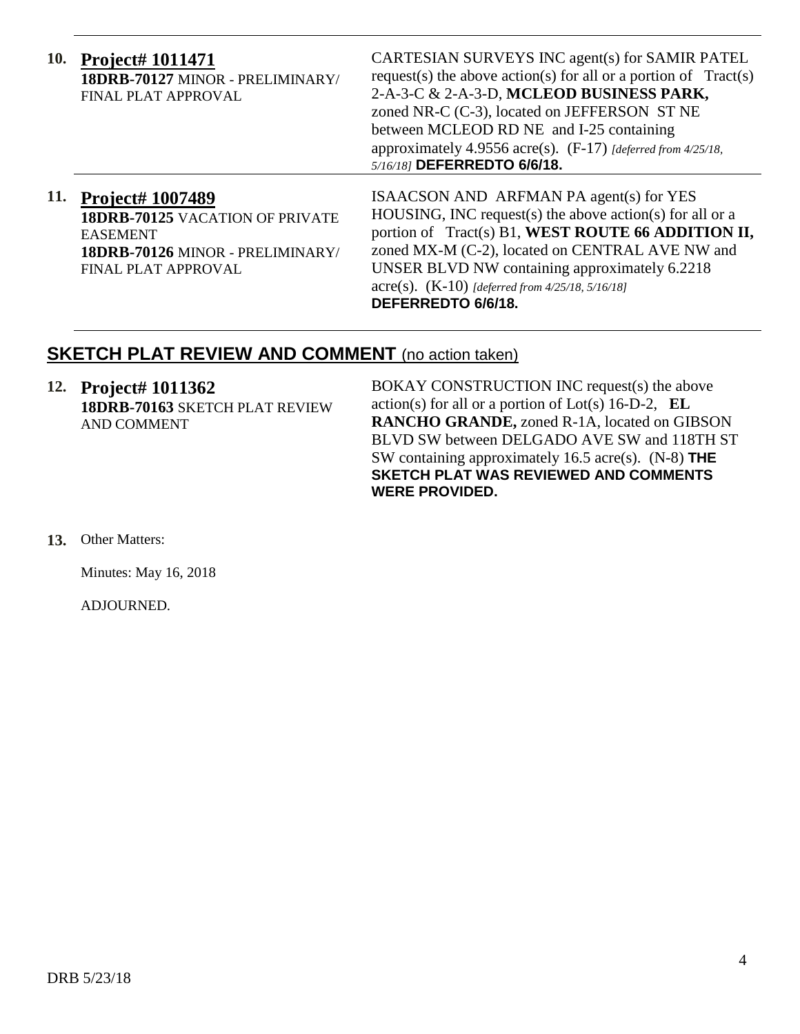**10. Project# 1011471**
**18DRB-70127** MINOR - PRELIMINARY/ FINAL PLAT APPROVAL

CARTESIAN SURVEYS INC agent(s) for SAMIR PATEL request(s) the above action(s) for all or a portion of Tract(s) 2-A-3-C & 2-A-3-D, **MCLEOD BUSINESS PARK,** zoned NR-C (C-3), located on JEFFERSON ST NE between MCLEOD RD NE and I-25 containing approximately 4.9556 acre(s). (F-17) *[deferred from 4/25/18, 5/16/18]* **DEFERREDTO 6/6/18.**

**11. Project# 1007489**
**18DRB-70125** VACATION OF PRIVATE EASEMENT
**18DRB-70126** MINOR - PRELIMINARY/ FINAL PLAT APPROVAL

ISAACSON AND ARFMAN PA agent(s) for YES HOUSING, INC request(s) the above action(s) for all or a portion of Tract(s) B1, **WEST ROUTE 66 ADDITION II,** zoned MX-M (C-2), located on CENTRAL AVE NW and UNSER BLVD NW containing approximately 6.2218 acre(s). (K-10) *[deferred from 4/25/18, 5/16/18]* **DEFERREDTO 6/6/18.**

## SKETCH PLAT REVIEW AND COMMENT (no action taken)

**12. Project# 1011362**
**18DRB-70163** SKETCH PLAT REVIEW AND COMMENT

BOKAY CONSTRUCTION INC request(s) the above action(s) for all or a portion of Lot(s) 16-D-2, **EL RANCHO GRANDE,** zoned R-1A, located on GIBSON BLVD SW between DELGADO AVE SW and 118TH ST SW containing approximately 16.5 acre(s). (N-8) **THE SKETCH PLAT WAS REVIEWED AND COMMENTS WERE PROVIDED.**

**13.** Other Matters:

Minutes: May 16, 2018

ADJOURNED.